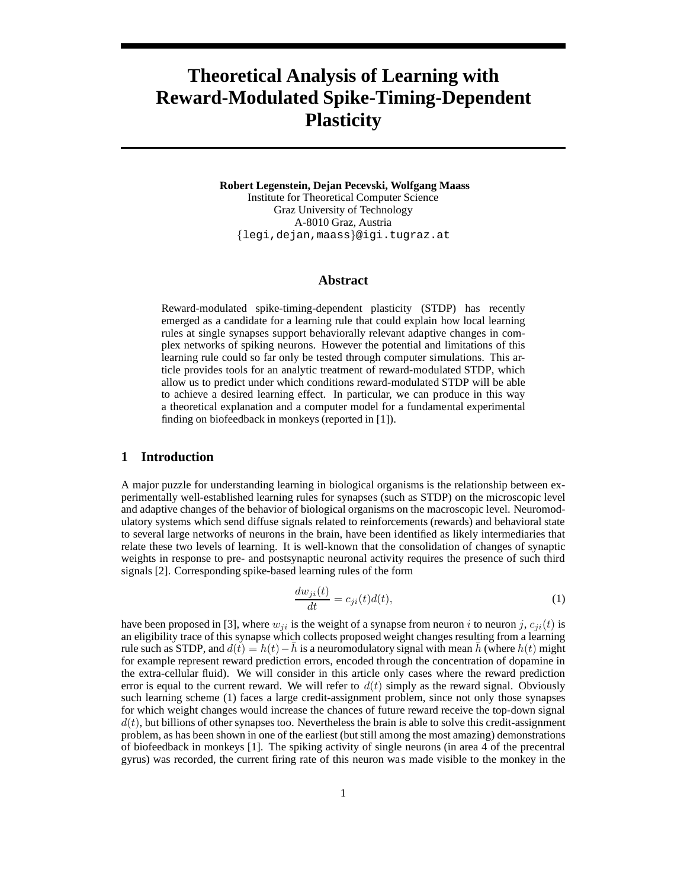# Theoretical Analysis of Learning with Reward-Modulated Spike-Timing-Dependent Plasticity

**Robert Legenstein, Dejan Pecevski, Wolfgang Maass**
Institute for Theoretical Computer Science
Graz University of Technology
A-8010 Graz, Austria
{legi,dejan,maass}@igi.tugraz.at

## Abstract

Reward-modulated spike-timing-dependent plasticity (STDP) has recently emerged as a candidate for a learning rule that could explain how local learning rules at single synapses support behaviorally relevant adaptive changes in complex networks of spiking neurons. However the potential and limitations of this learning rule could so far only be tested through computer simulations. This article provides tools for an analytic treatment of reward-modulated STDP, which allow us to predict under which conditions reward-modulated STDP will be able to achieve a desired learning effect. In particular, we can produce in this way a theoretical explanation and a computer model for a fundamental experimental finding on biofeedback in monkeys (reported in [1]).

## 1 Introduction

A major puzzle for understanding learning in biological organisms is the relationship between experimentally well-established learning rules for synapses (such as STDP) on the microscopic level and adaptive changes of the behavior of biological organisms on the macroscopic level. Neuromodulatory systems which send diffuse signals related to reinforcements (rewards) and behavioral state to several large networks of neurons in the brain, have been identified as likely intermediaries that relate these two levels of learning. It is well-known that the consolidation of changes of synaptic weights in response to pre- and postsynaptic neuronal activity requires the presence of such third signals [2]. Corresponding spike-based learning rules of the form

$$\frac{dw_{ji}(t)}{dt} = c_{ji}(t)d(t), \tag{1}$$

have been proposed in [3], where $w_{ji}$ is the weight of a synapse from neuron $i$ to neuron $j$, $c_{ji}(t)$ is an eligibility trace of this synapse which collects proposed weight changes resulting from a learning rule such as STDP, and $d(t) = h(t) - \bar{h}$ is a neuromodulatory signal with mean $\bar{h}$ (where $h(t)$ might for example represent reward prediction errors, encoded through the concentration of dopamine in the extra-cellular fluid). We will consider in this article only cases where the reward prediction error is equal to the current reward. We will refer to $d(t)$ simply as the reward signal. Obviously such learning scheme (1) faces a large credit-assignment problem, since not only those synapses for which weight changes would increase the chances of future reward receive the top-down signal $d(t)$, but billions of other synapses too. Nevertheless the brain is able to solve this credit-assignment problem, as has been shown in one of the earliest (but still among the most amazing) demonstrations of biofeedback in monkeys [1]. The spiking activity of single neurons (in area 4 of the precentral gyrus) was recorded, the current firing rate of this neuron was made visible to the monkey in the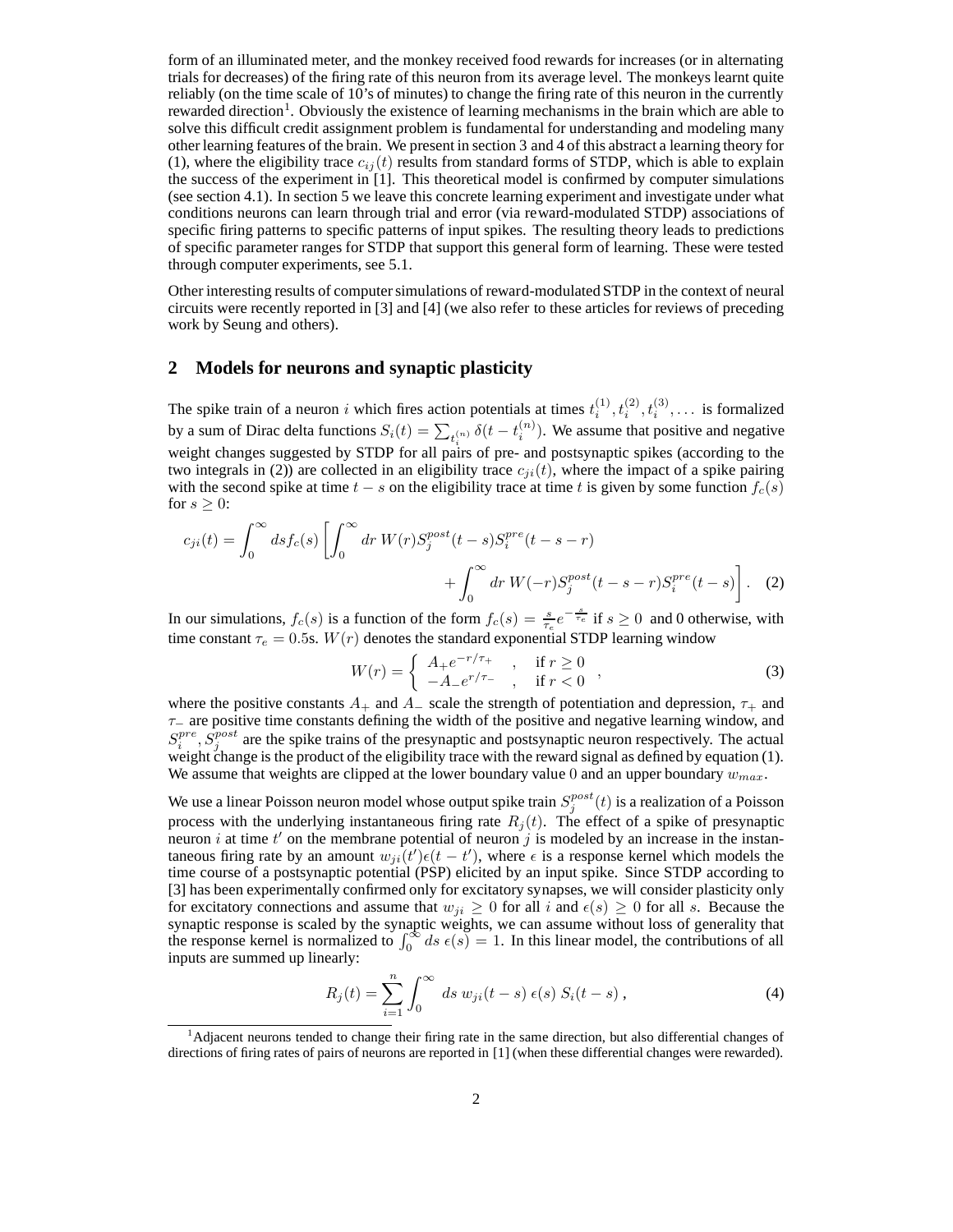form of an illuminated meter, and the monkey received food rewards for increases (or in alternating trials for decreases) of the firing rate of this neuron from its average level. The monkeys learnt quite reliably (on the time scale of 10's of minutes) to change the firing rate of this neuron in the currently rewarded direction[1]. Obviously the existence of learning mechanisms in the brain which are able to solve this difficult credit assignment problem is fundamental for understanding and modeling many other learning features of the brain. We present in section 3 and 4 of this abstract a learning theory for (1), where the eligibility trace $c_{ij}(t)$ results from standard forms of STDP, which is able to explain the success of the experiment in [1]. This theoretical model is confirmed by computer simulations (see section 4.1). In section 5 we leave this concrete learning experiment and investigate under what conditions neurons can learn through trial and error (via reward-modulated STDP) associations of specific firing patterns to specific patterns of input spikes. The resulting theory leads to predictions of specific parameter ranges for STDP that support this general form of learning. These were tested through computer experiments, see 5.1.

Other interesting results of computer simulations of reward-modulated STDP in the context of neural circuits were recently reported in [3] and [4] (we also refer to these articles for reviews of preceding work by Seung and others).

## 2 Models for neurons and synaptic plasticity

The spike train of a neuron $i$ which fires action potentials at times $t_i^{(1)}, t_i^{(2)}, t_i^{(3)}, \ldots$ is formalized by a sum of Dirac delta functions $S_i(t) = \sum_{t_i^{(n)}} \delta(t - t_i^{(n)})$. We assume that positive and negative weight changes suggested by STDP for all pairs of pre- and postsynaptic spikes (according to the two integrals in (2)) are collected in an eligibility trace $c_{ji}(t)$, where the impact of a spike pairing with the second spike at time $t - s$ on the eligibility trace at time $t$ is given by some function $f_c(s)$ for $s \geq 0$:

$$c_{ji}(t) = \int_0^\infty ds f_c(s) \left[ \int_0^\infty dr\ W(r) S_j^{post}(t-s) S_i^{pre}(t-s-r) + \int_0^\infty dr\ W(-r) S_j^{post}(t-s-r) S_i^{pre}(t-s) \right]. \quad (2)$$

In our simulations, $f_c(s)$ is a function of the form $f_c(s) = \frac{s}{\tau_e} e^{-\frac{s}{\tau_e}}$ if $s \geq 0$ and 0 otherwise, with time constant $\tau_e = 0.5$s. $W(r)$ denotes the standard exponential STDP learning window

$$W(r) = \begin{cases} A_+ e^{-r/\tau_+} & , \quad \text{if } r \geq 0 \\ -A_- e^{r/\tau_-} & , \quad \text{if } r < 0 \end{cases}, \quad (3)$$

where the positive constants $A_+$ and $A_-$ scale the strength of potentiation and depression, $\tau_+$ and $\tau_-$ are positive time constants defining the width of the positive and negative learning window, and $S_i^{pre}, S_j^{post}$ are the spike trains of the presynaptic and postsynaptic neuron respectively. The actual weight change is the product of the eligibility trace with the reward signal as defined by equation (1). We assume that weights are clipped at the lower boundary value 0 and an upper boundary $w_{max}$.

We use a linear Poisson neuron model whose output spike train $S_j^{post}(t)$ is a realization of a Poisson process with the underlying instantaneous firing rate $R_j(t)$. The effect of a spike of presynaptic neuron $i$ at time $t'$ on the membrane potential of neuron $j$ is modeled by an increase in the instantaneous firing rate by an amount $w_{ji}(t')\epsilon(t - t')$, where $\epsilon$ is a response kernel which models the time course of a postsynaptic potential (PSP) elicited by an input spike. Since STDP according to [3] has been experimentally confirmed only for excitatory synapses, we will consider plasticity only for excitatory connections and assume that $w_{ji} \geq 0$ for all $i$ and $\epsilon(s) \geq 0$ for all $s$. Because the synaptic response is scaled by the synaptic weights, we can assume without loss of generality that the response kernel is normalized to $\int_0^\infty ds\ \epsilon(s) = 1$. In this linear model, the contributions of all inputs are summed up linearly:

$$R_j(t) = \sum_{i=1}^n \int_0^\infty ds\ w_{ji}(t-s)\ \epsilon(s)\ S_i(t-s)\,, \quad (4)$$

[1] Adjacent neurons tended to change their firing rate in the same direction, but also differential changes of directions of firing rates of pairs of neurons are reported in [1] (when these differential changes were rewarded).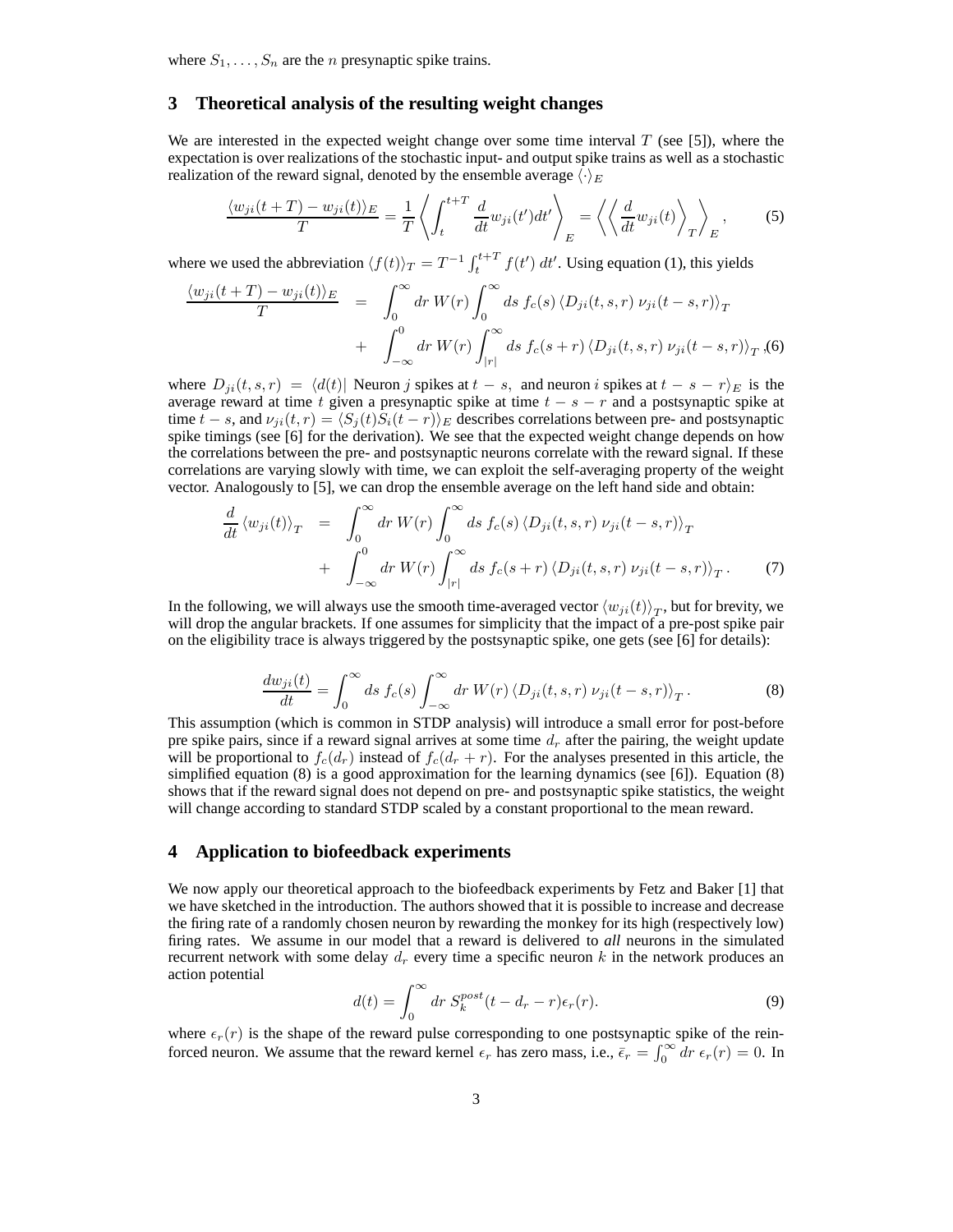where $S_1, \ldots, S_n$ are the $n$ presynaptic spike trains.

## 3 Theoretical analysis of the resulting weight changes

We are interested in the expected weight change over some time interval $T$ (see [5]), where the expectation is over realizations of the stochastic input- and output spike trains as well as a stochastic realization of the reward signal, denoted by the ensemble average $\langle \cdot \rangle_E$

$$\frac{\langle w_{ji}(t+T) - w_{ji}(t) \rangle_E}{T} = \frac{1}{T} \left\langle \int_t^{t+T} \frac{d}{dt} w_{ji}(t') dt' \right\rangle_E = \left\langle \left\langle \frac{d}{dt} w_{ji}(t) \right\rangle_T \right\rangle_E, \tag{5}$$

where we used the abbreviation $\langle f(t) \rangle_T = T^{-1} \int_t^{t+T} f(t')\, dt'$. Using equation (1), this yields

$$\begin{aligned} \frac{\langle w_{ji}(t+T) - w_{ji}(t) \rangle_E}{T} &= \int_0^\infty dr\, W(r) \int_0^\infty ds\, f_c(s) \left\langle D_{ji}(t,s,r)\, \nu_{ji}(t-s,r) \right\rangle_T \\ &+ \int_{-\infty}^0 dr\, W(r) \int_{|r|}^\infty ds\, f_c(s+r) \left\langle D_{ji}(t,s,r)\, \nu_{ji}(t-s,r) \right\rangle_T, \end{aligned} \tag{6}$$

where $D_{ji}(t,s,r) = \langle d(t) |$ Neuron $j$ spikes at $t-s$, and neuron $i$ spikes at $t-s-r \rangle_E$ is the average reward at time $t$ given a presynaptic spike at time $t-s-r$ and a postsynaptic spike at time $t-s$, and $\nu_{ji}(t,r) = \langle S_j(t) S_i(t-r) \rangle_E$ describes correlations between pre- and postsynaptic spike timings (see [6] for the derivation). We see that the expected weight change depends on how the correlations between the pre- and postsynaptic neurons correlate with the reward signal. If these correlations are varying slowly with time, we can exploit the self-averaging property of the weight vector. Analogously to [5], we can drop the ensemble average on the left hand side and obtain:

$$\begin{aligned} \frac{d}{dt} \langle w_{ji}(t) \rangle_T &= \int_0^\infty dr\, W(r) \int_0^\infty ds\, f_c(s) \left\langle D_{ji}(t,s,r)\, \nu_{ji}(t-s,r) \right\rangle_T \\ &+ \int_{-\infty}^0 dr\, W(r) \int_{|r|}^\infty ds\, f_c(s+r) \left\langle D_{ji}(t,s,r)\, \nu_{ji}(t-s,r) \right\rangle_T. \end{aligned} \tag{7}$$

In the following, we will always use the smooth time-averaged vector $\langle w_{ji}(t) \rangle_T$, but for brevity, we will drop the angular brackets. If one assumes for simplicity that the impact of a pre-post spike pair on the eligibility trace is always triggered by the postsynaptic spike, one gets (see [6] for details):

$$\frac{dw_{ji}(t)}{dt} = \int_0^\infty ds\, f_c(s) \int_{-\infty}^\infty dr\, W(r) \left\langle D_{ji}(t,s,r)\, \nu_{ji}(t-s,r) \right\rangle_T. \tag{8}$$

This assumption (which is common in STDP analysis) will introduce a small error for post-before pre spike pairs, since if a reward signal arrives at some time $d_r$ after the pairing, the weight update will be proportional to $f_c(d_r)$ instead of $f_c(d_r + r)$. For the analyses presented in this article, the simplified equation (8) is a good approximation for the learning dynamics (see [6]). Equation (8) shows that if the reward signal does not depend on pre- and postsynaptic spike statistics, the weight will change according to standard STDP scaled by a constant proportional to the mean reward.

## 4 Application to biofeedback experiments

We now apply our theoretical approach to the biofeedback experiments by Fetz and Baker [1] that we have sketched in the introduction. The authors showed that it is possible to increase and decrease the firing rate of a randomly chosen neuron by rewarding the monkey for its high (respectively low) firing rates. We assume in our model that a reward is delivered to *all* neurons in the simulated recurrent network with some delay $d_r$ every time a specific neuron $k$ in the network produces an action potential

$$d(t) = \int_0^\infty dr\, S_k^{post}(t - d_r - r) \epsilon_r(r). \tag{9}$$

where $\epsilon_r(r)$ is the shape of the reward pulse corresponding to one postsynaptic spike of the reinforced neuron. We assume that the reward kernel $\epsilon_r$ has zero mass, i.e., $\bar{\epsilon}_r = \int_0^\infty dr\, \epsilon_r(r) = 0$. In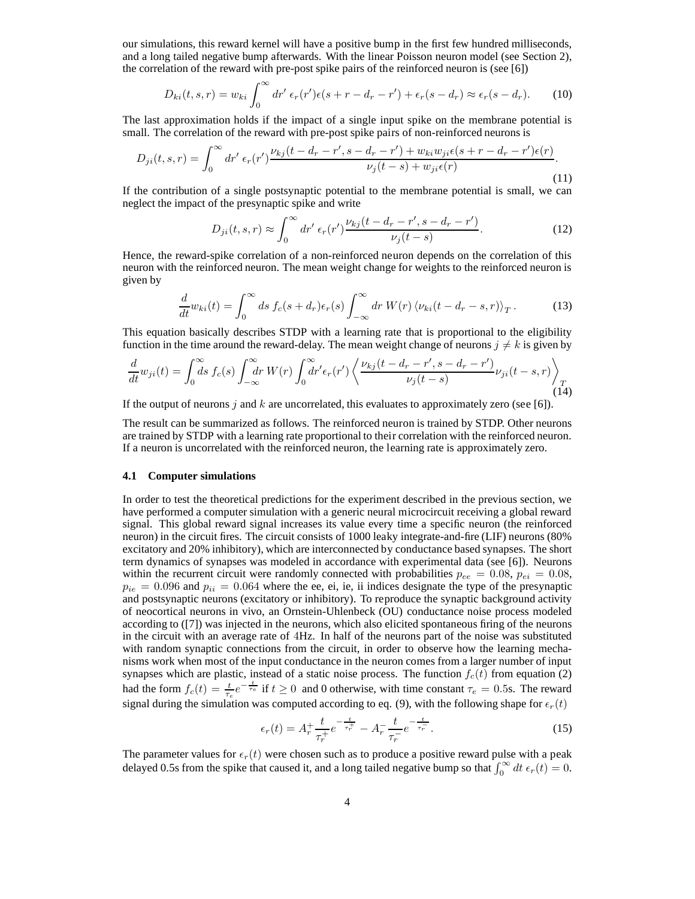our simulations, this reward kernel will have a positive bump in the first few hundred milliseconds, and a long tailed negative bump afterwards. With the linear Poisson neuron model (see Section 2), the correlation of the reward with pre-post spike pairs of the reinforced neuron is (see [6])

$$D_{ki}(t,s,r) = w_{ki} \int_0^\infty dr'\ \epsilon_r(r')\epsilon(s+r-d_r-r') + \epsilon_r(s-d_r) \approx \epsilon_r(s-d_r). \tag{10}$$

The last approximation holds if the impact of a single input spike on the membrane potential is small. The correlation of the reward with pre-post spike pairs of non-reinforced neurons is

$$D_{ji}(t,s,r) = \int_0^\infty dr'\ \epsilon_r(r') \frac{\nu_{kj}(t-d_r-r', s-d_r-r') + w_{ki}w_{ji}\epsilon(s+r-d_r-r')\epsilon(r)}{\nu_j(t-s) + w_{ji}\epsilon(r)}. \tag{11}$$

If the contribution of a single postsynaptic potential to the membrane potential is small, we can neglect the impact of the presynaptic spike and write

$$D_{ji}(t,s,r) \approx \int_0^\infty dr'\ \epsilon_r(r') \frac{\nu_{kj}(t-d_r-r', s-d_r-r')}{\nu_j(t-s)}. \tag{12}$$

Hence, the reward-spike correlation of a non-reinforced neuron depends on the correlation of this neuron with the reinforced neuron. The mean weight change for weights to the reinforced neuron is given by

$$\frac{d}{dt} w_{ki}(t) = \int_0^\infty ds\ f_c(s+d_r)\epsilon_r(s) \int_{-\infty}^\infty dr\ W(r) \left\langle \nu_{ki}(t-d_r-s, r) \right\rangle_T. \tag{13}$$

This equation basically describes STDP with a learning rate that is proportional to the eligibility function in the time around the reward-delay. The mean weight change of neurons $j \neq k$ is given by

$$\frac{d}{dt} w_{ji}(t) = \int_0^\infty ds\ f_c(s) \int_{-\infty}^\infty dr\ W(r) \int_0^\infty dr' \epsilon_r(r') \left\langle \frac{\nu_{kj}(t-d_r-r', s-d_r-r')}{\nu_j(t-s)} \nu_{ji}(t-s, r) \right\rangle_T \tag{14}$$

If the output of neurons $j$ and $k$ are uncorrelated, this evaluates to approximately zero (see [6]).

The result can be summarized as follows. The reinforced neuron is trained by STDP. Other neurons are trained by STDP with a learning rate proportional to their correlation with the reinforced neuron. If a neuron is uncorrelated with the reinforced neuron, the learning rate is approximately zero.

### 4.1 Computer simulations

In order to test the theoretical predictions for the experiment described in the previous section, we have performed a computer simulation with a generic neural microcircuit receiving a global reward signal. This global reward signal increases its value every time a specific neuron (the reinforced neuron) in the circuit fires. The circuit consists of 1000 leaky integrate-and-fire (LIF) neurons (80% excitatory and 20% inhibitory), which are interconnected by conductance based synapses. The short term dynamics of synapses was modeled in accordance with experimental data (see [6]). Neurons within the recurrent circuit were randomly connected with probabilities $p_{ee} = 0.08$, $p_{ei} = 0.08$, $p_{ie} = 0.096$ and $p_{ii} = 0.064$ where the ee, ei, ie, ii indices designate the type of the presynaptic and postsynaptic neurons (excitatory or inhibitory). To reproduce the synaptic background activity of neocortical neurons in vivo, an Ornstein-Uhlenbeck (OU) conductance noise process modeled according to ([7]) was injected in the neurons, which also elicited spontaneous firing of the neurons in the circuit with an average rate of 4Hz. In half of the neurons part of the noise was substituted with random synaptic connections from the circuit, in order to observe how the learning mechanisms work when most of the input conductance in the neuron comes from a larger number of input synapses which are plastic, instead of a static noise process. The function $f_c(t)$ from equation (2) had the form $f_c(t) = \frac{t}{\tau_e} e^{-\frac{t}{\tau_e}}$ if $t \geq 0$ and 0 otherwise, with time constant $\tau_e = 0.5$s. The reward signal during the simulation was computed according to eq. (9), with the following shape for $\epsilon_r(t)$

$$\epsilon_r(t) = A_r^+ \frac{t}{\tau_r^+} e^{-\frac{t}{\tau_r^+}} - A_r^- \frac{t}{\tau_r^-} e^{-\frac{t}{\tau_r^-}}. \tag{15}$$

The parameter values for $\epsilon_r(t)$ were chosen such as to produce a positive reward pulse with a peak delayed 0.5s from the spike that caused it, and a long tailed negative bump so that $\int_0^\infty dt\ \epsilon_r(t) = 0$.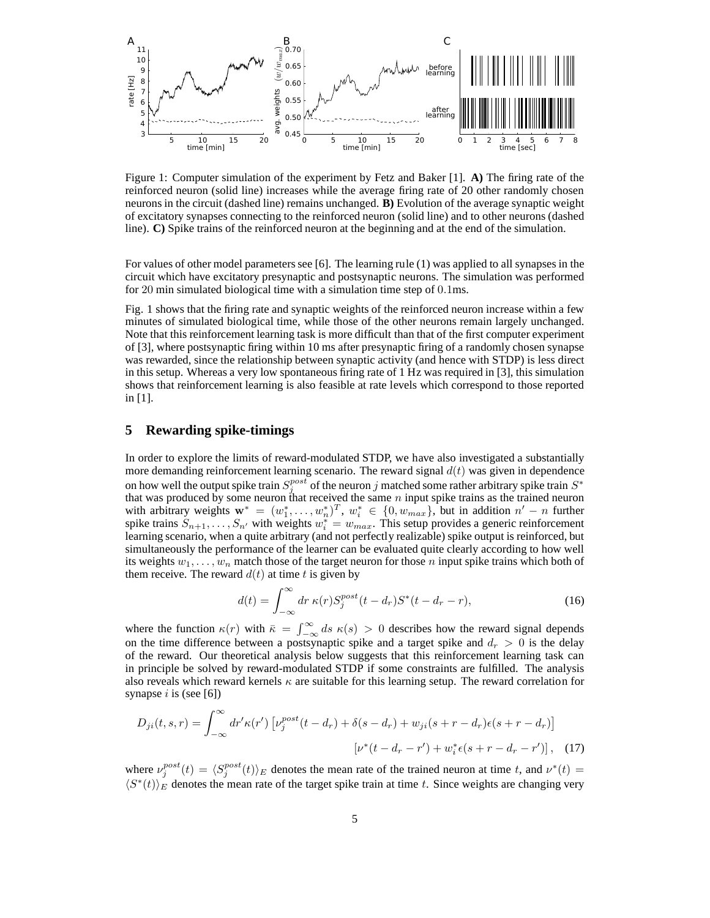Figure 1: Computer simulation of the experiment by Fetz and Baker [1]. **A)** The firing rate of the reinforced neuron (solid line) increases while the average firing rate of 20 other randomly chosen neurons in the circuit (dashed line) remains unchanged. **B)** Evolution of the average synaptic weight of excitatory synapses connecting to the reinforced neuron (solid line) and to other neurons (dashed line). **C)** Spike trains of the reinforced neuron at the beginning and at the end of the simulation.

For values of other model parameters see [6]. The learning rule (1) was applied to all synapses in the circuit which have excitatory presynaptic and postsynaptic neurons. The simulation was performed for 20 min simulated biological time with a simulation time step of 0.1ms.

Fig. 1 shows that the firing rate and synaptic weights of the reinforced neuron increase within a few minutes of simulated biological time, while those of the other neurons remain largely unchanged. Note that this reinforcement learning task is more difficult than that of the first computer experiment of [3], where postsynaptic firing within 10 ms after presynaptic firing of a randomly chosen synapse was rewarded, since the relationship between synaptic activity (and hence with STDP) is less direct in this setup. Whereas a very low spontaneous firing rate of 1 Hz was required in [3], this simulation shows that reinforcement learning is also feasible at rate levels which correspond to those reported in [1].

## 5 Rewarding spike-timings

In order to explore the limits of reward-modulated STDP, we have also investigated a substantially more demanding reinforcement learning scenario. The reward signal $d(t)$ was given in dependence on how well the output spike train $S_j^{post}$ of the neuron $j$ matched some rather arbitrary spike train $S^*$ that was produced by some neuron that received the same $n$ input spike trains as the trained neuron with arbitrary weights $\mathbf{w}^* = (w_1^*, \ldots, w_n^*)^T$, $w_i^* \in \{0, w_{max}\}$, but in addition $n' - n$ further spike trains $S_{n+1}, \ldots, S_{n'}$ with weights $w_i^* = w_{max}$. This setup provides a generic reinforcement learning scenario, when a quite arbitrary (and not perfectly realizable) spike output is reinforced, but simultaneously the performance of the learner can be evaluated quite clearly according to how well its weights $w_1, \ldots, w_n$ match those of the target neuron for those $n$ input spike trains which both of them receive. The reward $d(t)$ at time $t$ is given by

$$d(t) = \int_{-\infty}^{\infty} dr\; \kappa(r) S_j^{post}(t - d_r) S^*(t - d_r - r), \tag{16}$$

where the function $\kappa(r)$ with $\bar{\kappa} = \int_{-\infty}^{\infty} ds\; \kappa(s) > 0$ describes how the reward signal depends on the time difference between a postsynaptic spike and a target spike and $d_r > 0$ is the delay of the reward. Our theoretical analysis below suggests that this reinforcement learning task can in principle be solved by reward-modulated STDP if some constraints are fulfilled. The analysis also reveals which reward kernels $\kappa$ are suitable for this learning setup. The reward correlation for synapse $i$ is (see [6])

$$D_{ji}(t, s, r) = \int_{-\infty}^{\infty} dr' \kappa(r') \left[ \nu_j^{post}(t - d_r) + \delta(s - d_r) + w_{ji}(s + r - d_r)\epsilon(s + r - d_r) \right]$$
$$\left[ \nu^*(t - d_r - r') + w_i^* \epsilon(s + r - d_r - r') \right], \tag{17}$$

where $\nu_j^{post}(t) = \langle S_j^{post}(t) \rangle_E$ denotes the mean rate of the trained neuron at time $t$, and $\nu^*(t) = \langle S^*(t) \rangle_E$ denotes the mean rate of the target spike train at time $t$. Since weights are changing very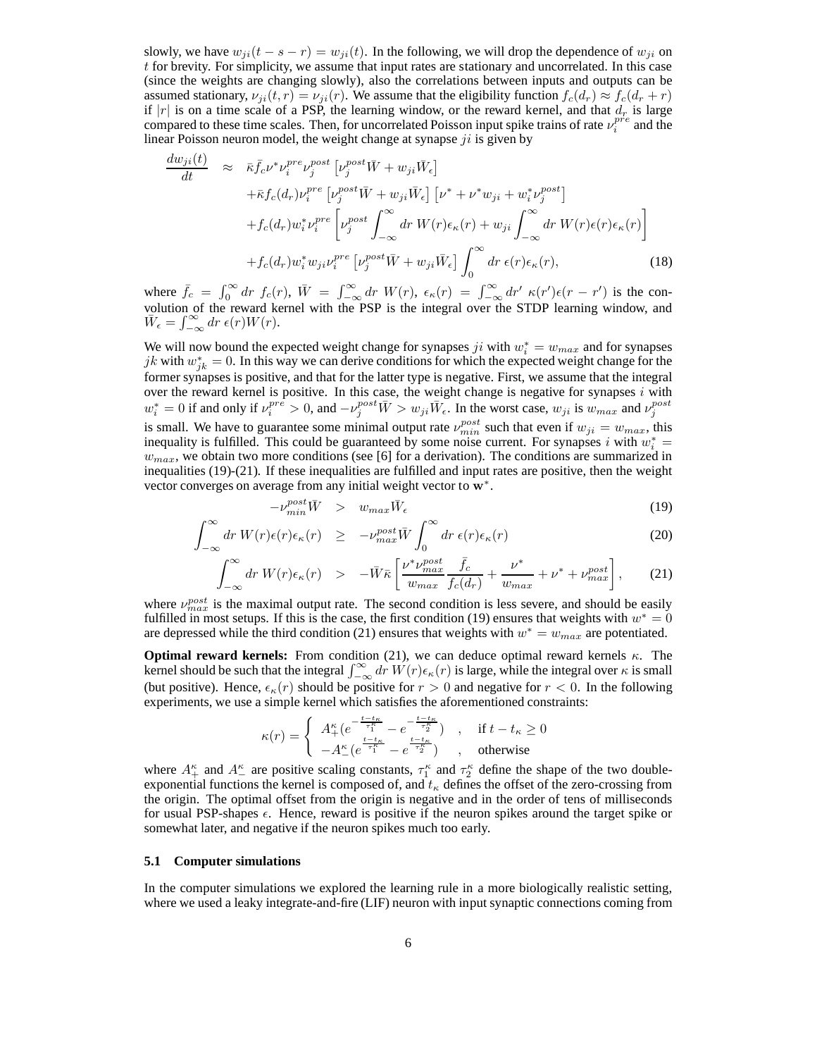slowly, we have $w_{ji}(t-s-r) = w_{ji}(t)$. In the following, we will drop the dependence of $w_{ji}$ on $t$ for brevity. For simplicity, we assume that input rates are stationary and uncorrelated. In this case (since the weights are changing slowly), also the correlations between inputs and outputs can be assumed stationary, $\nu_{ji}(t,r) = \nu_{ji}(r)$. We assume that the eligibility function $f_c(d_r) \approx f_c(d_r + r)$ if $|r|$ is on a time scale of a PSP, the learning window, or the reward kernel, and that $d_r$ is large compared to these time scales. Then, for uncorrelated Poisson input spike trains of rate $\nu_i^{pre}$ and the linear Poisson neuron model, the weight change at synapse $ji$ is given by

$$
\begin{aligned}
\frac{dw_{ji}(t)}{dt} \approx\ & \bar{\kappa}\bar{f}_c \nu^* \nu_i^{pre} \nu_j^{post} \left[ \nu_j^{post} \bar{W} + w_{ji} \bar{W}_\epsilon \right] \\
& + \bar{\kappa} f_c(d_r) \nu_i^{pre} \left[ \nu_j^{post} \bar{W} + w_{ji} \bar{W}_\epsilon \right] \left[ \nu^* + \nu^* w_{ji} + w_i^* \nu_j^{post} \right] \\
& + f_c(d_r) w_i^* \nu_i^{pre} \left[ \nu_j^{post} \int_{-\infty}^{\infty} dr\ W(r) \epsilon_\kappa(r) + w_{ji} \int_{-\infty}^{\infty} dr\ W(r) \epsilon(r) \epsilon_\kappa(r) \right] \\
& + f_c(d_r) w_i^* w_{ji} \nu_i^{pre} \left[ \nu_j^{post} \bar{W} + w_{ji} \bar{W}_\epsilon \right] \int_0^{\infty} dr\ \epsilon(r) \epsilon_\kappa(r),
\end{aligned}
\tag{18}
$$

where $\bar{f}_c = \int_0^\infty dr\ f_c(r)$, $\bar{W} = \int_{-\infty}^{\infty} dr\ W(r)$, $\epsilon_\kappa(r) = \int_{-\infty}^{\infty} dr'\ \kappa(r')\epsilon(r - r')$ is the convolution of the reward kernel with the PSP is the integral over the STDP learning window, and $\bar{W}_\epsilon = \int_{-\infty}^{\infty} dr\ \epsilon(r) W(r)$.

We will now bound the expected weight change for synapses $ji$ with $w_i^* = w_{max}$ and for synapses $jk$ with $w_{jk}^* = 0$. In this way we can derive conditions for which the expected weight change for the former synapses is positive, and that for the latter type is negative. First, we assume that the integral over the reward kernel is positive. In this case, the weight change is negative for synapses $i$ with $w_i^* = 0$ if and only if $\nu_i^{pre} > 0$, and $-\nu_j^{post}\bar{W} > w_{ji}\bar{W}_\epsilon$. In the worst case, $w_{ji}$ is $w_{max}$ and $\nu_j^{post}$ is small. We have to guarantee some minimal output rate $\nu_{min}^{post}$ such that even if $w_{ji} = w_{max}$, this inequality is fulfilled. This could be guaranteed by some noise current. For synapses $i$ with $w_i^* = w_{max}$, we obtain two more conditions (see [6] for a derivation). The conditions are summarized in inequalities (19)-(21). If these inequalities are fulfilled and input rates are positive, then the weight vector converges on average from any initial weight vector to $\mathbf{w}^*$.

$$
-\nu_{min}^{post} \bar{W} > w_{max} \bar{W}_\epsilon \tag{19}
$$

$$
\int_{-\infty}^{\infty} dr\ W(r) \epsilon(r) \epsilon_\kappa(r) \geq -\nu_{max}^{post} \bar{W} \int_0^{\infty} dr\ \epsilon(r) \epsilon_\kappa(r) \tag{20}
$$

$$
\int_{-\infty}^{\infty} dr\ W(r) \epsilon_\kappa(r) > -\bar{W}\bar{\kappa} \left[ \frac{\nu^* \nu_{max}^{post}}{w_{max}} \frac{\bar{f}_c}{f_c(d_r)} + \frac{\nu^*}{w_{max}} + \nu^* + \nu_{max}^{post} \right], \tag{21}
$$

where $\nu_{max}^{post}$ is the maximal output rate. The second condition is less severe, and should be easily fulfilled in most setups. If this is the case, the first condition (19) ensures that weights with $w^* = 0$ are depressed while the third condition (21) ensures that weights with $w^* = w_{max}$ are potentiated.

**Optimal reward kernels:** From condition (21), we can deduce optimal reward kernels $\kappa$. The kernel should be such that the integral $\int_{-\infty}^{\infty} dr\ W(r)\epsilon_\kappa(r)$ is large, while the integral over $\kappa$ is small (but positive). Hence, $\epsilon_\kappa(r)$ should be positive for $r > 0$ and negative for $r < 0$. In the following experiments, we use a simple kernel which satisfies the aforementioned constraints:

$$
\kappa(r) = \begin{cases} A_+^\kappa \left(e^{-\frac{t - t_\kappa}{\tau_1^\kappa}} - e^{-\frac{t - t_\kappa}{\tau_2^\kappa}}\right) & , \quad \text{if } t - t_\kappa \geq 0 \\ -A_-^\kappa \left(e^{\frac{t - t_\kappa}{\tau_1^\kappa}} - e^{\frac{t - t_\kappa}{\tau_2^\kappa}}\right) & , \quad \text{otherwise} \end{cases}
$$

where $A_+^\kappa$ and $A_-^\kappa$ are positive scaling constants, $\tau_1^\kappa$ and $\tau_2^\kappa$ define the shape of the two double-exponential functions the kernel is composed of, and $t_\kappa$ defines the offset of the zero-crossing from the origin. The optimal offset from the origin is negative and in the order of tens of milliseconds for usual PSP-shapes $\epsilon$. Hence, reward is positive if the neuron spikes around the target spike or somewhat later, and negative if the neuron spikes much too early.

### 5.1 Computer simulations

In the computer simulations we explored the learning rule in a more biologically realistic setting, where we used a leaky integrate-and-fire (LIF) neuron with input synaptic connections coming from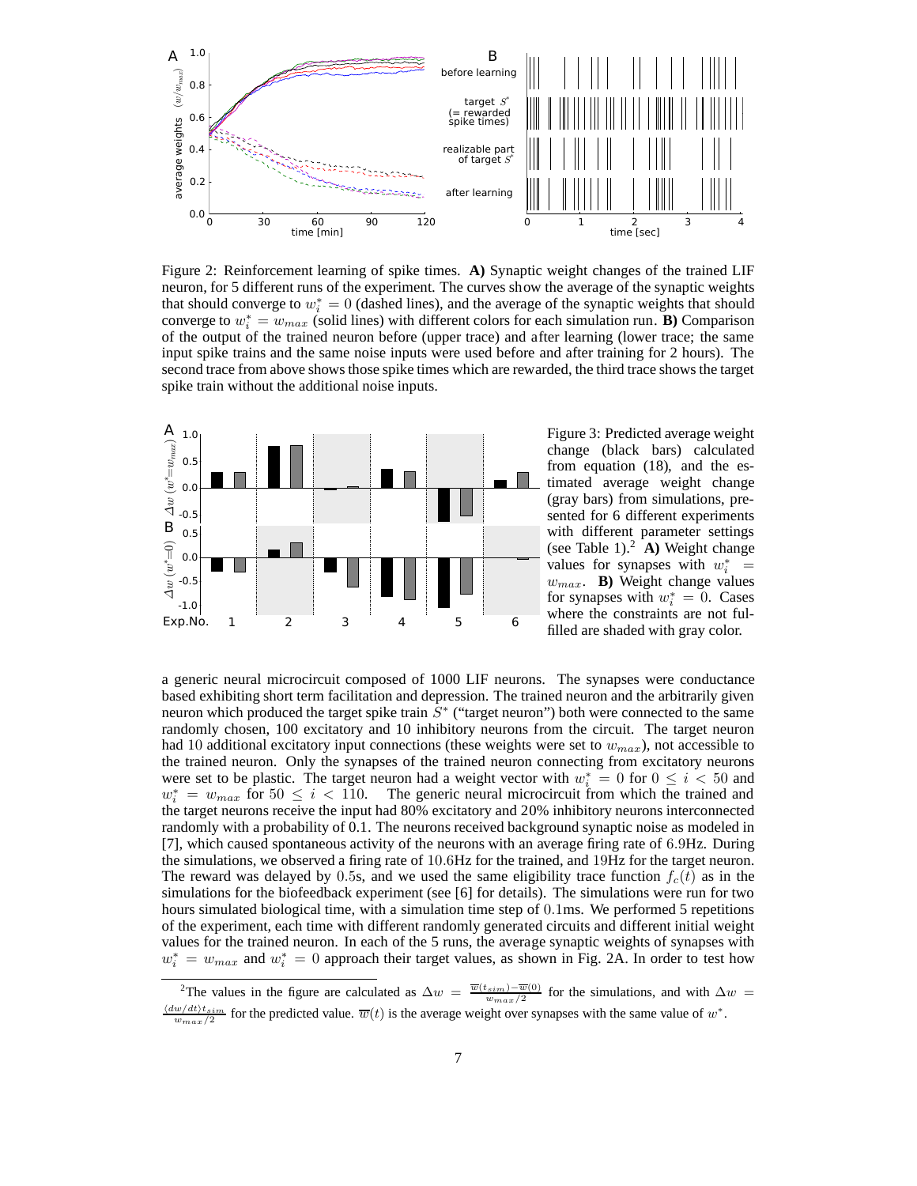Figure 2: Reinforcement learning of spike times. **A)** Synaptic weight changes of the trained LIF neuron, for 5 different runs of the experiment. The curves show the average of the synaptic weights that should converge to $w_i^* = 0$ (dashed lines), and the average of the synaptic weights that should converge to $w_i^* = w_{max}$ (solid lines) with different colors for each simulation run. **B)** Comparison of the output of the trained neuron before (upper trace) and after learning (lower trace; the same input spike trains and the same noise inputs were used before and after training for 2 hours). The second trace from above shows those spike times which are rewarded, the third trace shows the target spike train without the additional noise inputs.

Figure 3: Predicted average weight change (black bars) calculated from equation (18), and the estimated average weight change (gray bars) from simulations, presented for 6 different experiments with different parameter settings (see Table 1).[2] **A)** Weight change values for synapses with $w_i^* = w_{max}$. **B)** Weight change values for synapses with $w_i^* = 0$. Cases where the constraints are not fulfilled are shaded with gray color.

a generic neural microcircuit composed of 1000 LIF neurons. The synapses were conductance based exhibiting short term facilitation and depression. The trained neuron and the arbitrarily given neuron which produced the target spike train $S^*$ ("target neuron") both were connected to the same randomly chosen, 100 excitatory and 10 inhibitory neurons from the circuit. The target neuron had 10 additional excitatory input connections (these weights were set to $w_{max}$), not accessible to the trained neuron. Only the synapses of the trained neuron connecting from excitatory neurons were set to be plastic. The target neuron had a weight vector with $w_i^* = 0$ for $0 \leq i < 50$ and $w_i^* = w_{max}$ for $50 \leq i < 110$. The generic neural microcircuit from which the trained and the target neurons receive the input had 80% excitatory and 20% inhibitory neurons interconnected randomly with a probability of 0.1. The neurons received background synaptic noise as modeled in [7], which caused spontaneous activity of the neurons with an average firing rate of 6.9Hz. During the simulations, we observed a firing rate of 10.6Hz for the trained, and 19Hz for the target neuron. The reward was delayed by 0.5s, and we used the same eligibility trace function $f_c(t)$ as in the simulations for the biofeedback experiment (see [6] for details). The simulations were run for two hours simulated biological time, with a simulation time step of 0.1ms. We performed 5 repetitions of the experiment, each time with different randomly generated circuits and different initial weight values for the trained neuron. In each of the 5 runs, the average synaptic weights of synapses with $w_i^* = w_{max}$ and $w_i^* = 0$ approach their target values, as shown in Fig. 2A. In order to test how

[2] The values in the figure are calculated as $\Delta w = \frac{\overline{w}(t_{sim}) - \overline{w}(0)}{w_{max}/2}$ for the simulations, and with $\Delta w = \frac{\langle dw/dt \rangle t_{sim}}{w_{max}/2}$ for the predicted value. $\overline{w}(t)$ is the average weight over synapses with the same value of $w^*$.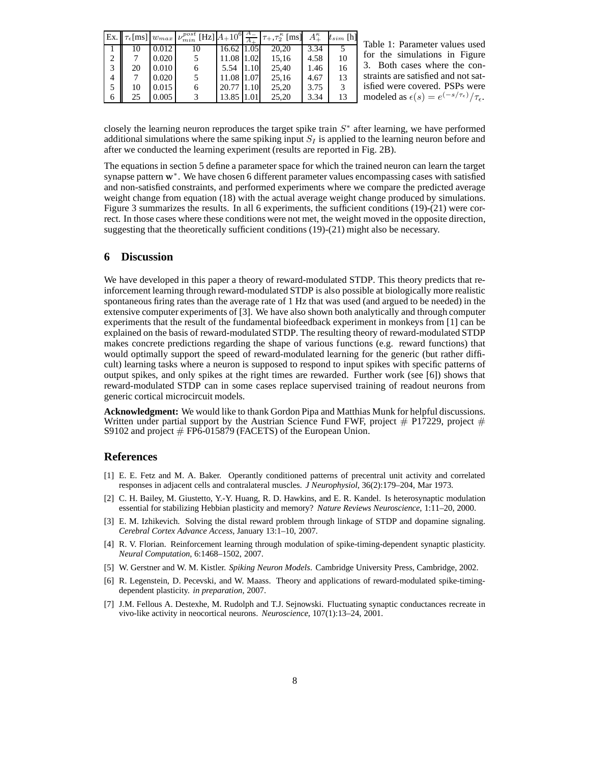| Ex. | $\tau_\epsilon$[ms] | $w_{max}$ | $\nu_{min}^{post}$ [Hz] | $A_+ 10^6$ | $\frac{A_-}{A_+}$ | $\tau_+$,$\tau_2^\kappa$ [ms] | $A_+^\kappa$ | $t_{sim}$ [h] |
|---|---|---|---|---|---|---|---|---|
| 1 | 10 | 0.012 | 10 | 16.62 | 1.05 | 20,20 | 3.34 | 5 |
| 2 | 7 | 0.020 | 5 | 11.08 | 1.02 | 15,16 | 4.58 | 10 |
| 3 | 20 | 0.010 | 6 | 5.54 | 1.10 | 25,40 | 1.46 | 16 |
| 4 | 7 | 0.020 | 5 | 11.08 | 1.07 | 25,16 | 4.67 | 13 |
| 5 | 10 | 0.015 | 6 | 20.77 | 1.10 | 25,20 | 3.75 | 3 |
| 6 | 25 | 0.005 | 3 | 13.85 | 1.01 | 25,20 | 3.34 | 13 |

Table 1: Parameter values used for the simulations in Figure 3. Both cases where the constraints are satisfied and not satisfied were covered. PSPs were modeled as $\epsilon(s) = e^{(-s/\tau_\epsilon)}/\tau_\epsilon$.

closely the learning neuron reproduces the target spike train $S^*$ after learning, we have performed additional simulations where the same spiking input $S_I$ is applied to the learning neuron before and after we conducted the learning experiment (results are reported in Fig. 2B).

The equations in section 5 define a parameter space for which the trained neuron can learn the target synapse pattern $\mathbf{w}^*$. We have chosen 6 different parameter values encompassing cases with satisfied and non-satisfied constraints, and performed experiments where we compare the predicted average weight change from equation (18) with the actual average weight change produced by simulations. Figure 3 summarizes the results. In all 6 experiments, the sufficient conditions (19)-(21) were correct. In those cases where these conditions were not met, the weight moved in the opposite direction, suggesting that the theoretically sufficient conditions (19)-(21) might also be necessary.

## 6 Discussion

We have developed in this paper a theory of reward-modulated STDP. This theory predicts that reinforcement learning through reward-modulated STDP is also possible at biologically more realistic spontaneous firing rates than the average rate of 1 Hz that was used (and argued to be needed) in the extensive computer experiments of [3]. We have also shown both analytically and through computer experiments that the result of the fundamental biofeedback experiment in monkeys from [1] can be explained on the basis of reward-modulated STDP. The resulting theory of reward-modulated STDP makes concrete predictions regarding the shape of various functions (e.g. reward functions) that would optimally support the speed of reward-modulated learning for the generic (but rather difficult) learning tasks where a neuron is supposed to respond to input spikes with specific patterns of output spikes, and only spikes at the right times are rewarded. Further work (see [6]) shows that reward-modulated STDP can in some cases replace supervised training of readout neurons from generic cortical microcircuit models.

**Acknowledgment:** We would like to thank Gordon Pipa and Matthias Munk for helpful discussions. Written under partial support by the Austrian Science Fund FWF, project # P17229, project # S9102 and project # FP6-015879 (FACETS) of the European Union.

## References

[1] E. E. Fetz and M. A. Baker. Operantly conditioned patterns of precentral unit activity and correlated responses in adjacent cells and contralateral muscles. *J Neurophysiol*, 36(2):179–204, Mar 1973.

[2] C. H. Bailey, M. Giustetto, Y.-Y. Huang, R. D. Hawkins, and E. R. Kandel. Is heterosynaptic modulation essential for stabilizing Hebbian plasticity and memory? *Nature Reviews Neuroscience*, 1:11–20, 2000.

[3] E. M. Izhikevich. Solving the distal reward problem through linkage of STDP and dopamine signaling. *Cerebral Cortex Advance Access*, January 13:1–10, 2007.

[4] R. V. Florian. Reinforcement learning through modulation of spike-timing-dependent synaptic plasticity. *Neural Computation*, 6:1468–1502, 2007.

[5] W. Gerstner and W. M. Kistler. *Spiking Neuron Models*. Cambridge University Press, Cambridge, 2002.

[6] R. Legenstein, D. Pecevski, and W. Maass. Theory and applications of reward-modulated spike-timing-dependent plasticity. *in preparation*, 2007.

[7] J.M. Fellous A. Destexhe, M. Rudolph and T.J. Sejnowski. Fluctuating synaptic conductances recreate in vivo-like activity in neocortical neurons. *Neuroscience*, 107(1):13–24, 2001.